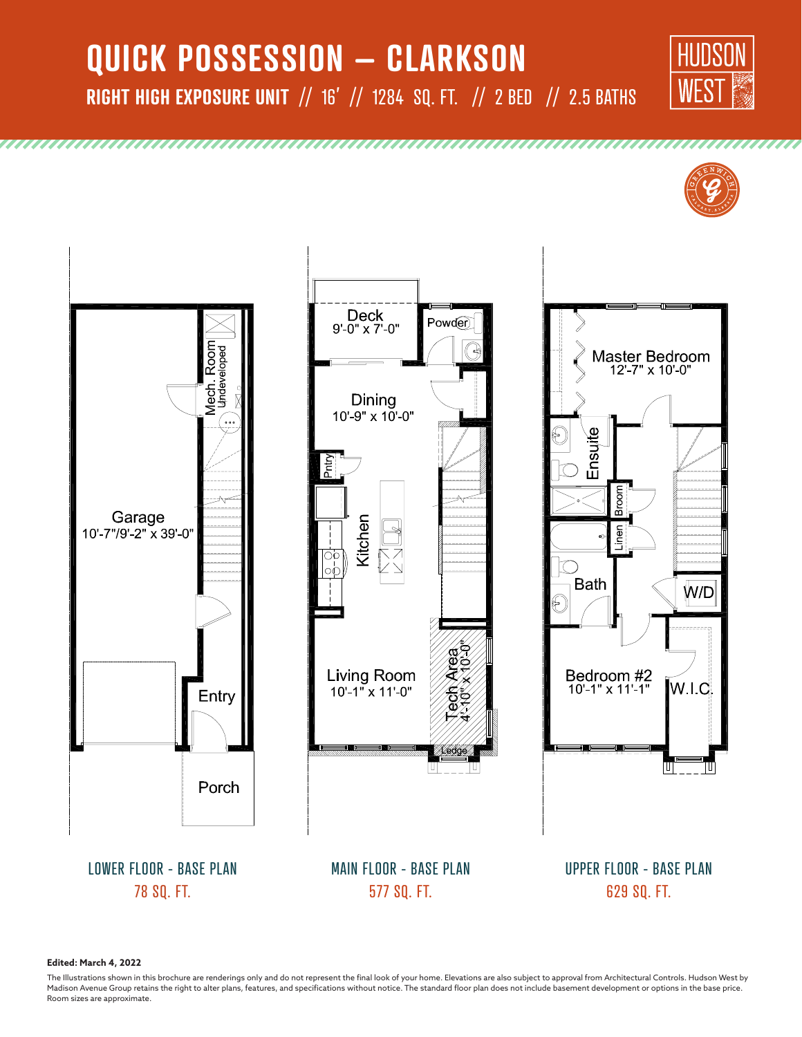# QUICK POSSESSION – CLARKSON

## RIGHT HIGH EXPOSURE UNIT // 16' // 1284 SQ. FT. // 2 BED // 2.5 BATHS

HUDSON WEST

Mech. Room
Undeveloped

Garage
10'-7"/9'-2" x 39'-0"

Entry

Porch

Deck
9'-0" x 7'-0"

Powder

Dining
10'-9" x 10'-0"

Pntry

Kitchen

Living Room
10'-1" x 11'-0"

Tech Area
4'-10" x 10'-0"

Ledge

Master Bedroom
12'-7" x 10'-0"

Ensuite

Broom

Linen

Bath

W/D

Bedroom #2
10'-1" x 11'-1"

W.I.C.

LOWER FLOOR - BASE PLAN
78 SQ. FT.

MAIN FLOOR - BASE PLAN
577 SQ. FT.

UPPER FLOOR - BASE PLAN
629 SQ. FT.

**Edited: March 4, 2022**

The Illustrations shown in this brochure are renderings only and do not represent the final look of your home. Elevations are also subject to approval from Architectural Controls. Hudson West by Madison Avenue Group retains the right to alter plans, features, and specifications without notice. The standard floor plan does not include basement development or options in the base price. Room sizes are approximate.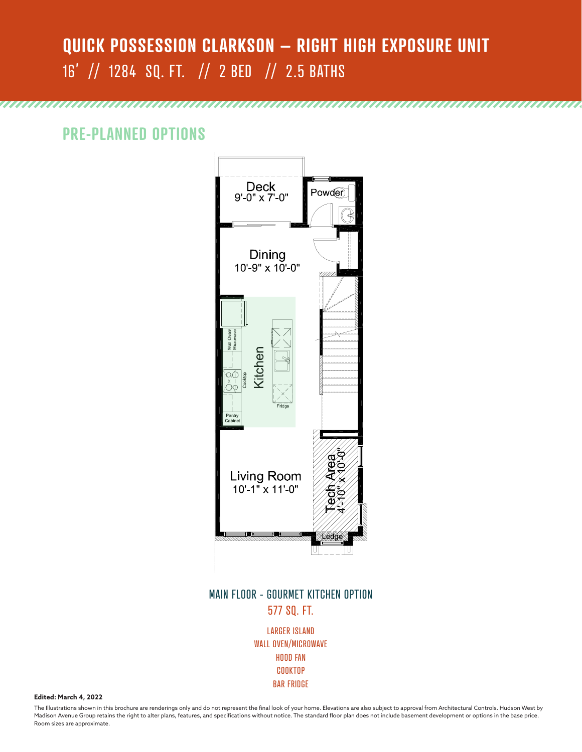# QUICK POSSESSION CLARKSON – RIGHT HIGH EXPOSURE UNIT

16' // 1284 SQ. FT. // 2 BED // 2.5 BATHS

## PRE-PLANNED OPTIONS

Deck
9'-0" x 7'-0"

Powder

Dining
10'-9" x 10'-0"

Wall Oven/ Microwave

Cooktop

Kitchen

Fridge

Pantry Cabinet

Living Room
10'-1" x 11'-0"

Tech Area
4'-10" x 10'-0"

Ledge

MAIN FLOOR - GOURMET KITCHEN OPTION

577 SQ. FT.

LARGER ISLAND
WALL OVEN/MICROWAVE
HOOD FAN
COOKTOP
BAR FRIDGE

**Edited: March 4, 2022**

The Illustrations shown in this brochure are renderings only and do not represent the final look of your home. Elevations are also subject to approval from Architectural Controls. Hudson West by Madison Avenue Group retains the right to alter plans, features, and specifications without notice. The standard floor plan does not include basement development or options in the base price. Room sizes are approximate.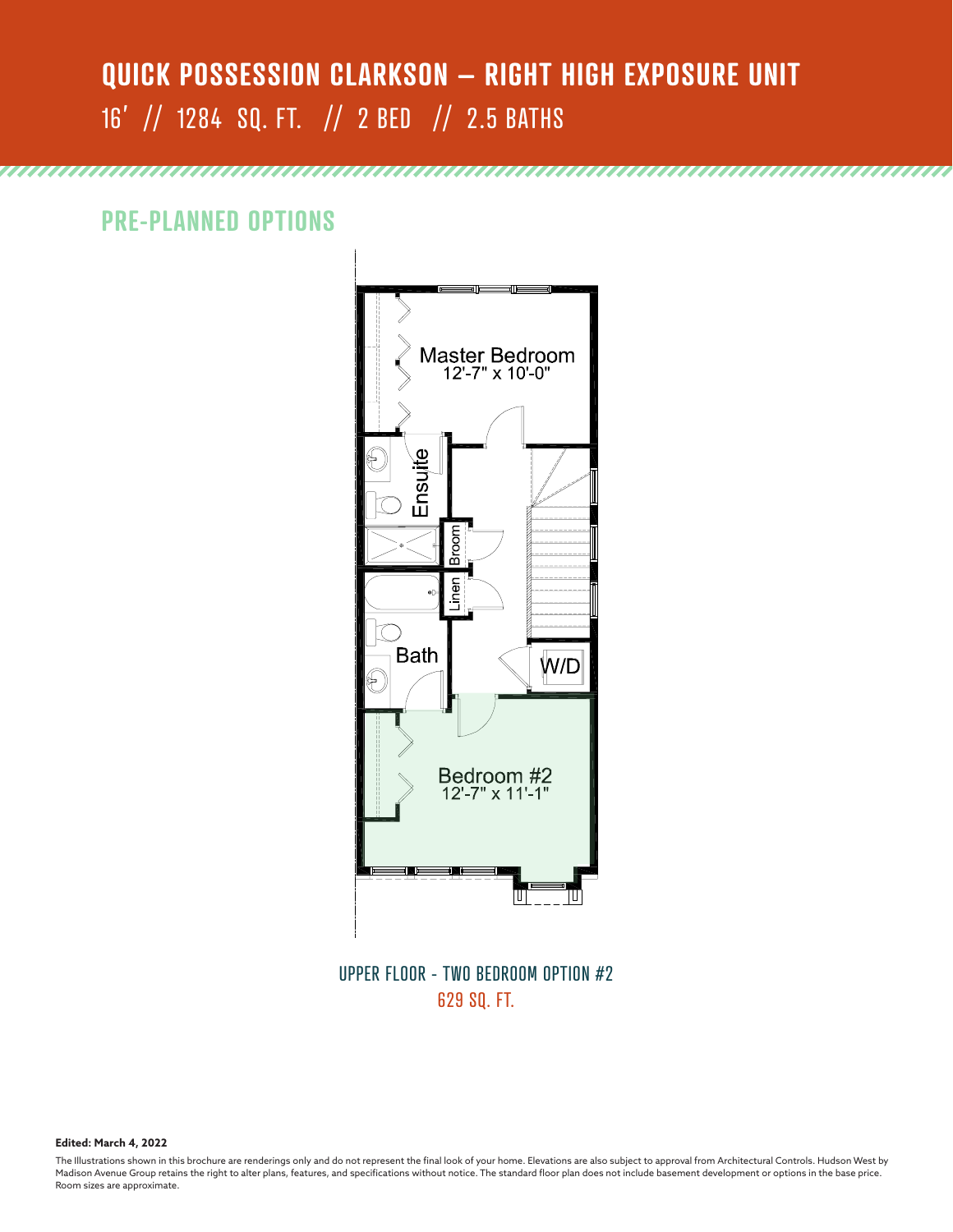# QUICK POSSESSION CLARKSON – RIGHT HIGH EXPOSURE UNIT

16′ // 1284 SQ. FT. // 2 BED // 2.5 BATHS

## PRE-PLANNED OPTIONS

Master Bedroom
12'-7" x 10'-0"

Ensuite

Broom

Linen

Bath

W/D

Bedroom #2
12'-7" x 11'-1"

UPPER FLOOR - TWO BEDROOM OPTION #2

629 SQ. FT.

**Edited: March 4, 2022**

The Illustrations shown in this brochure are renderings only and do not represent the final look of your home. Elevations are also subject to approval from Architectural Controls. Hudson West by Madison Avenue Group retains the right to alter plans, features, and specifications without notice. The standard floor plan does not include basement development or options in the base price. Room sizes are approximate.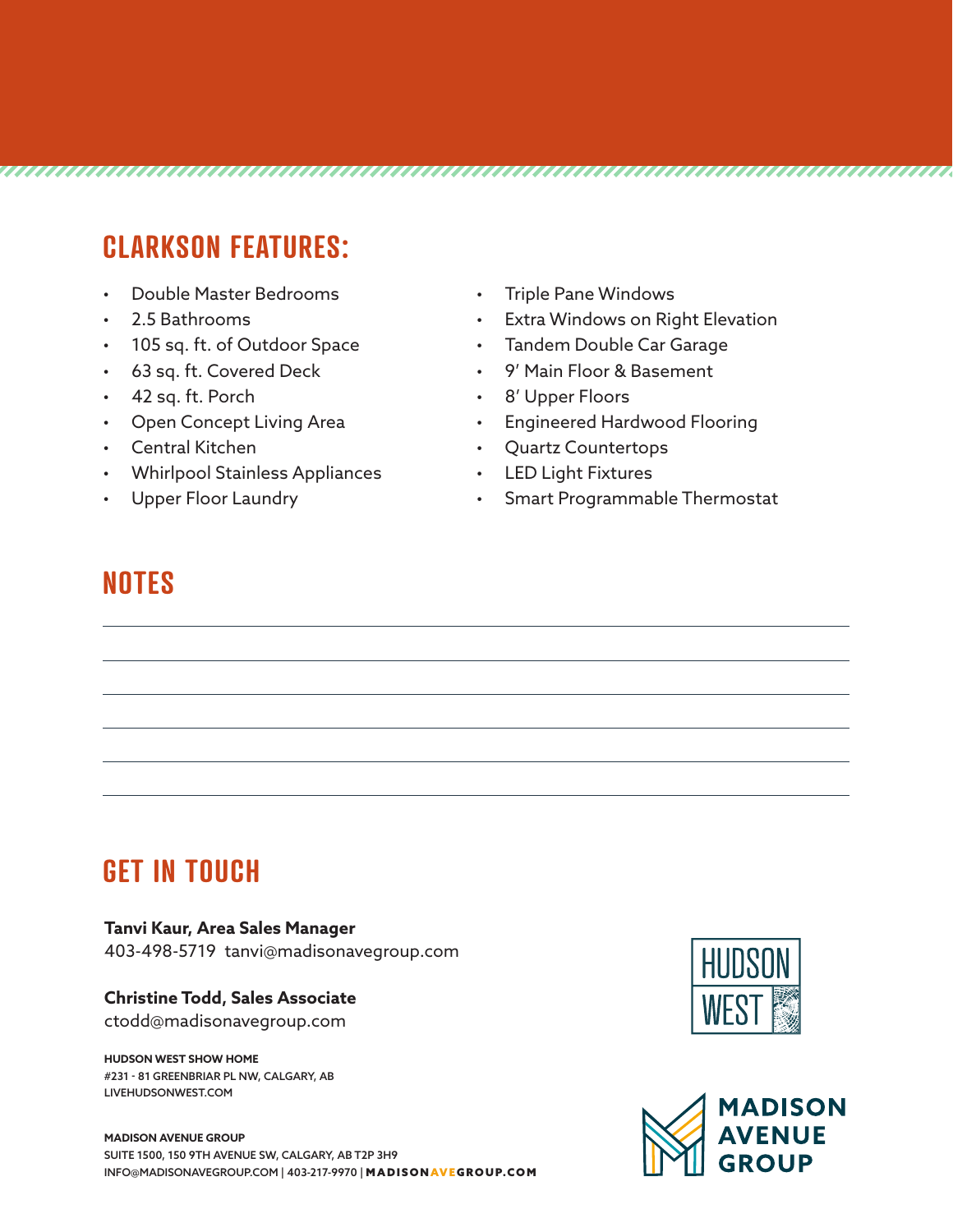## CLARKSON FEATURES:

- Double Master Bedrooms
- 2.5 Bathrooms
- 105 sq. ft. of Outdoor Space
- 63 sq. ft. Covered Deck
- 42 sq. ft. Porch
- Open Concept Living Area
- Central Kitchen
- Whirlpool Stainless Appliances
- Upper Floor Laundry
- Triple Pane Windows
- Extra Windows on Right Elevation
- Tandem Double Car Garage
- 9′ Main Floor & Basement
- 8′ Upper Floors
- Engineered Hardwood Flooring
- Quartz Countertops
- LED Light Fixtures
- Smart Programmable Thermostat

## NOTES

## GET IN TOUCH

**Tanvi Kaur, Area Sales Manager**
403-498-5719 tanvi@madisonavegroup.com

**Christine Todd, Sales Associate**
ctodd@madisonavegroup.com

**HUDSON WEST SHOW HOME**
#231 - 81 GREENBRIAR PL NW, CALGARY, AB
LIVEHUDSONWEST.COM

**MADISON AVENUE GROUP**
SUITE 1500, 150 9TH AVENUE SW, CALGARY, AB T2P 3H9
INFO@MADISONAVEGROUP.COM | 403-217-9970 | **MADISONAVEGROUP.COM**

HUDSON WEST

MADISON AVENUE GROUP